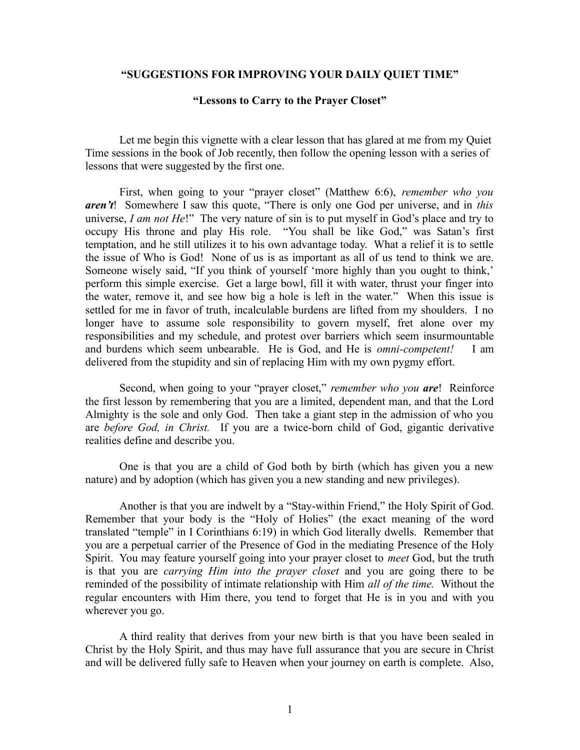## "SUGGESTIONS FOR IMPROVING YOUR DAILY QUIET TIME"

### "Lessons to Carry to the Prayer Closet"

Let me begin this vignette with a clear lesson that has glared at me from my Quiet Time sessions in the book of Job recently, then follow the opening lesson with a series of lessons that were suggested by the first one.

First, when going to your "prayer closet" (Matthew 6:6), *remember who you **aren't***! Somewhere I saw this quote, "There is only one God per universe, and in *this* universe, *I am not He*!" The very nature of sin is to put myself in God's place and try to occupy His throne and play His role. "You shall be like God," was Satan's first temptation, and he still utilizes it to his own advantage today. What a relief it is to settle the issue of Who is God! None of us is as important as all of us tend to think we are. Someone wisely said, "If you think of yourself 'more highly than you ought to think,' perform this simple exercise. Get a large bowl, fill it with water, thrust your finger into the water, remove it, and see how big a hole is left in the water." When this issue is settled for me in favor of truth, incalculable burdens are lifted from my shoulders. I no longer have to assume sole responsibility to govern myself, fret alone over my responsibilities and my schedule, and protest over barriers which seem insurmountable and burdens which seem unbearable. He is God, and He is *omni-competent!* I am delivered from the stupidity and sin of replacing Him with my own pygmy effort.

Second, when going to your "prayer closet," *remember who you **are***! Reinforce the first lesson by remembering that you are a limited, dependent man, and that the Lord Almighty is the sole and only God. Then take a giant step in the admission of who you are *before God, in Christ.* If you are a twice-born child of God, gigantic derivative realities define and describe you.

One is that you are a child of God both by birth (which has given you a new nature) and by adoption (which has given you a new standing and new privileges).

Another is that you are indwelt by a "Stay-within Friend," the Holy Spirit of God. Remember that your body is the "Holy of Holies" (the exact meaning of the word translated "temple" in I Corinthians 6:19) in which God literally dwells. Remember that you are a perpetual carrier of the Presence of God in the mediating Presence of the Holy Spirit. You may feature yourself going into your prayer closet to *meet* God, but the truth is that you are *carrying Him into the prayer closet* and you are going there to be reminded of the possibility of intimate relationship with Him *all of the time.* Without the regular encounters with Him there, you tend to forget that He is in you and with you wherever you go.

A third reality that derives from your new birth is that you have been sealed in Christ by the Holy Spirit, and thus may have full assurance that you are secure in Christ and will be delivered fully safe to Heaven when your journey on earth is complete. Also,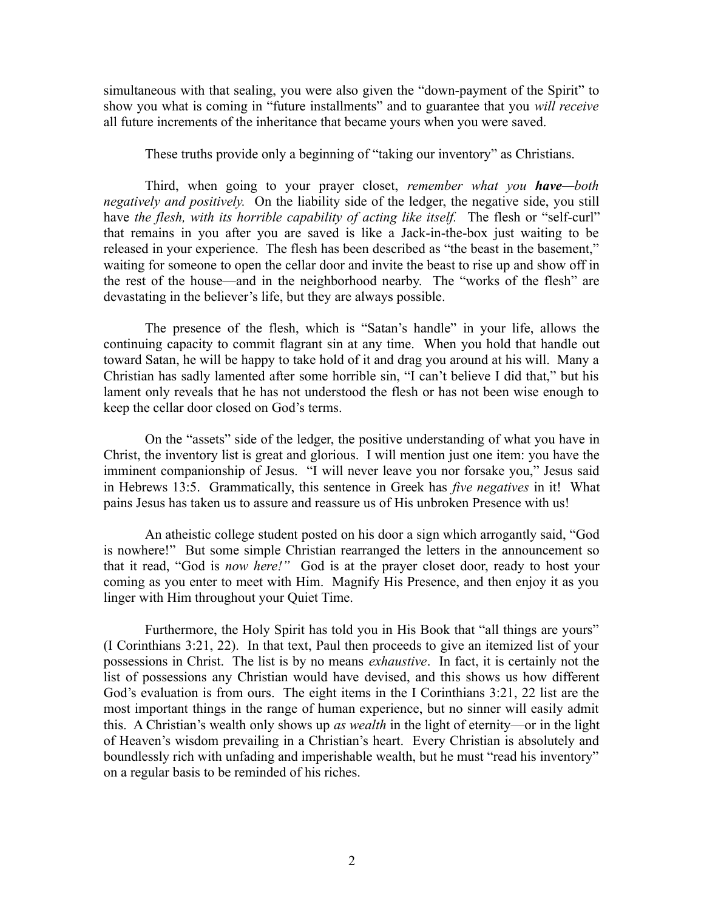simultaneous with that sealing, you were also given the "down-payment of the Spirit" to show you what is coming in "future installments" and to guarantee that you *will receive* all future increments of the inheritance that became yours when you were saved.

These truths provide only a beginning of "taking our inventory" as Christians.

Third, when going to your prayer closet, *remember what you **have**—both negatively and positively.* On the liability side of the ledger, the negative side, you still have *the flesh, with its horrible capability of acting like itself.* The flesh or "self-curl" that remains in you after you are saved is like a Jack-in-the-box just waiting to be released in your experience. The flesh has been described as "the beast in the basement," waiting for someone to open the cellar door and invite the beast to rise up and show off in the rest of the house—and in the neighborhood nearby. The "works of the flesh" are devastating in the believer's life, but they are always possible.

The presence of the flesh, which is "Satan's handle" in your life, allows the continuing capacity to commit flagrant sin at any time. When you hold that handle out toward Satan, he will be happy to take hold of it and drag you around at his will. Many a Christian has sadly lamented after some horrible sin, "I can't believe I did that," but his lament only reveals that he has not understood the flesh or has not been wise enough to keep the cellar door closed on God's terms.

On the "assets" side of the ledger, the positive understanding of what you have in Christ, the inventory list is great and glorious. I will mention just one item: you have the imminent companionship of Jesus. "I will never leave you nor forsake you," Jesus said in Hebrews 13:5. Grammatically, this sentence in Greek has *five negatives* in it! What pains Jesus has taken us to assure and reassure us of His unbroken Presence with us!

An atheistic college student posted on his door a sign which arrogantly said, "God is nowhere!" But some simple Christian rearranged the letters in the announcement so that it read, "God is *now here!"* God is at the prayer closet door, ready to host your coming as you enter to meet with Him. Magnify His Presence, and then enjoy it as you linger with Him throughout your Quiet Time.

Furthermore, the Holy Spirit has told you in His Book that "all things are yours" (I Corinthians 3:21, 22). In that text, Paul then proceeds to give an itemized list of your possessions in Christ. The list is by no means *exhaustive*. In fact, it is certainly not the list of possessions any Christian would have devised, and this shows us how different God's evaluation is from ours. The eight items in the I Corinthians 3:21, 22 list are the most important things in the range of human experience, but no sinner will easily admit this. A Christian's wealth only shows up *as wealth* in the light of eternity—or in the light of Heaven's wisdom prevailing in a Christian's heart. Every Christian is absolutely and boundlessly rich with unfading and imperishable wealth, but he must "read his inventory" on a regular basis to be reminded of his riches.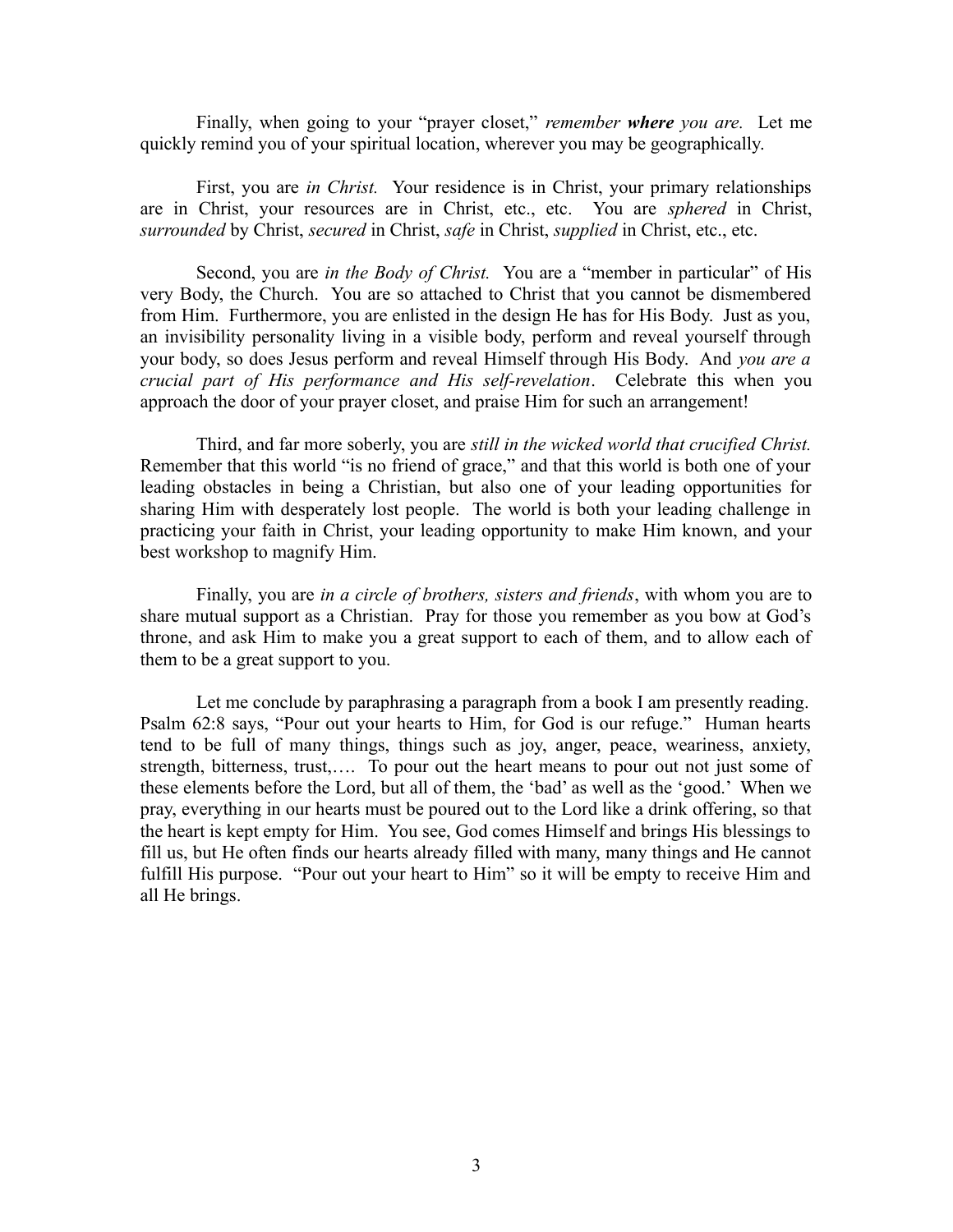Finally, when going to your "prayer closet," *remember **where** you are.* Let me quickly remind you of your spiritual location, wherever you may be geographically.

First, you are *in Christ.* Your residence is in Christ, your primary relationships are in Christ, your resources are in Christ, etc., etc. You are *sphered* in Christ, *surrounded* by Christ, *secured* in Christ, *safe* in Christ, *supplied* in Christ, etc., etc.

Second, you are *in the Body of Christ.* You are a "member in particular" of His very Body, the Church. You are so attached to Christ that you cannot be dismembered from Him. Furthermore, you are enlisted in the design He has for His Body. Just as you, an invisibility personality living in a visible body, perform and reveal yourself through your body, so does Jesus perform and reveal Himself through His Body. And *you are a crucial part of His performance and His self-revelation*. Celebrate this when you approach the door of your prayer closet, and praise Him for such an arrangement!

Third, and far more soberly, you are *still in the wicked world that crucified Christ.* Remember that this world "is no friend of grace," and that this world is both one of your leading obstacles in being a Christian, but also one of your leading opportunities for sharing Him with desperately lost people. The world is both your leading challenge in practicing your faith in Christ, your leading opportunity to make Him known, and your best workshop to magnify Him.

Finally, you are *in a circle of brothers, sisters and friends*, with whom you are to share mutual support as a Christian. Pray for those you remember as you bow at God's throne, and ask Him to make you a great support to each of them, and to allow each of them to be a great support to you.

Let me conclude by paraphrasing a paragraph from a book I am presently reading. Psalm 62:8 says, "Pour out your hearts to Him, for God is our refuge." Human hearts tend to be full of many things, things such as joy, anger, peace, weariness, anxiety, strength, bitterness, trust,…. To pour out the heart means to pour out not just some of these elements before the Lord, but all of them, the 'bad' as well as the 'good.' When we pray, everything in our hearts must be poured out to the Lord like a drink offering, so that the heart is kept empty for Him. You see, God comes Himself and brings His blessings to fill us, but He often finds our hearts already filled with many, many things and He cannot fulfill His purpose. "Pour out your heart to Him" so it will be empty to receive Him and all He brings.